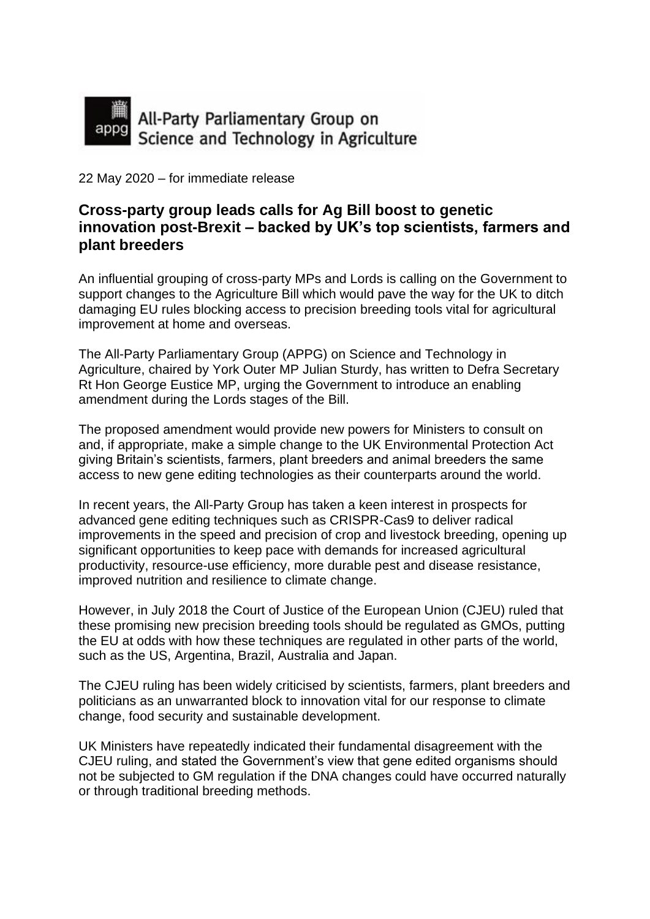All-Party Parliamentary Group on Science and Technology in Agriculture

22 May 2020 – for immediate release

## Cross-party group leads calls for Ag Bill boost to genetic innovation post-Brexit – backed by UK's top scientists, farmers and plant breeders

An influential grouping of cross-party MPs and Lords is calling on the Government to support changes to the Agriculture Bill which would pave the way for the UK to ditch damaging EU rules blocking access to precision breeding tools vital for agricultural improvement at home and overseas.

The All-Party Parliamentary Group (APPG) on Science and Technology in Agriculture, chaired by York Outer MP Julian Sturdy, has written to Defra Secretary Rt Hon George Eustice MP, urging the Government to introduce an enabling amendment during the Lords stages of the Bill.

The proposed amendment would provide new powers for Ministers to consult on and, if appropriate, make a simple change to the UK Environmental Protection Act giving Britain's scientists, farmers, plant breeders and animal breeders the same access to new gene editing technologies as their counterparts around the world.

In recent years, the All-Party Group has taken a keen interest in prospects for advanced gene editing techniques such as CRISPR-Cas9 to deliver radical improvements in the speed and precision of crop and livestock breeding, opening up significant opportunities to keep pace with demands for increased agricultural productivity, resource-use efficiency, more durable pest and disease resistance, improved nutrition and resilience to climate change.

However, in July 2018 the Court of Justice of the European Union (CJEU) ruled that these promising new precision breeding tools should be regulated as GMOs, putting the EU at odds with how these techniques are regulated in other parts of the world, such as the US, Argentina, Brazil, Australia and Japan.

The CJEU ruling has been widely criticised by scientists, farmers, plant breeders and politicians as an unwarranted block to innovation vital for our response to climate change, food security and sustainable development.

UK Ministers have repeatedly indicated their fundamental disagreement with the CJEU ruling, and stated the Government's view that gene edited organisms should not be subjected to GM regulation if the DNA changes could have occurred naturally or through traditional breeding methods.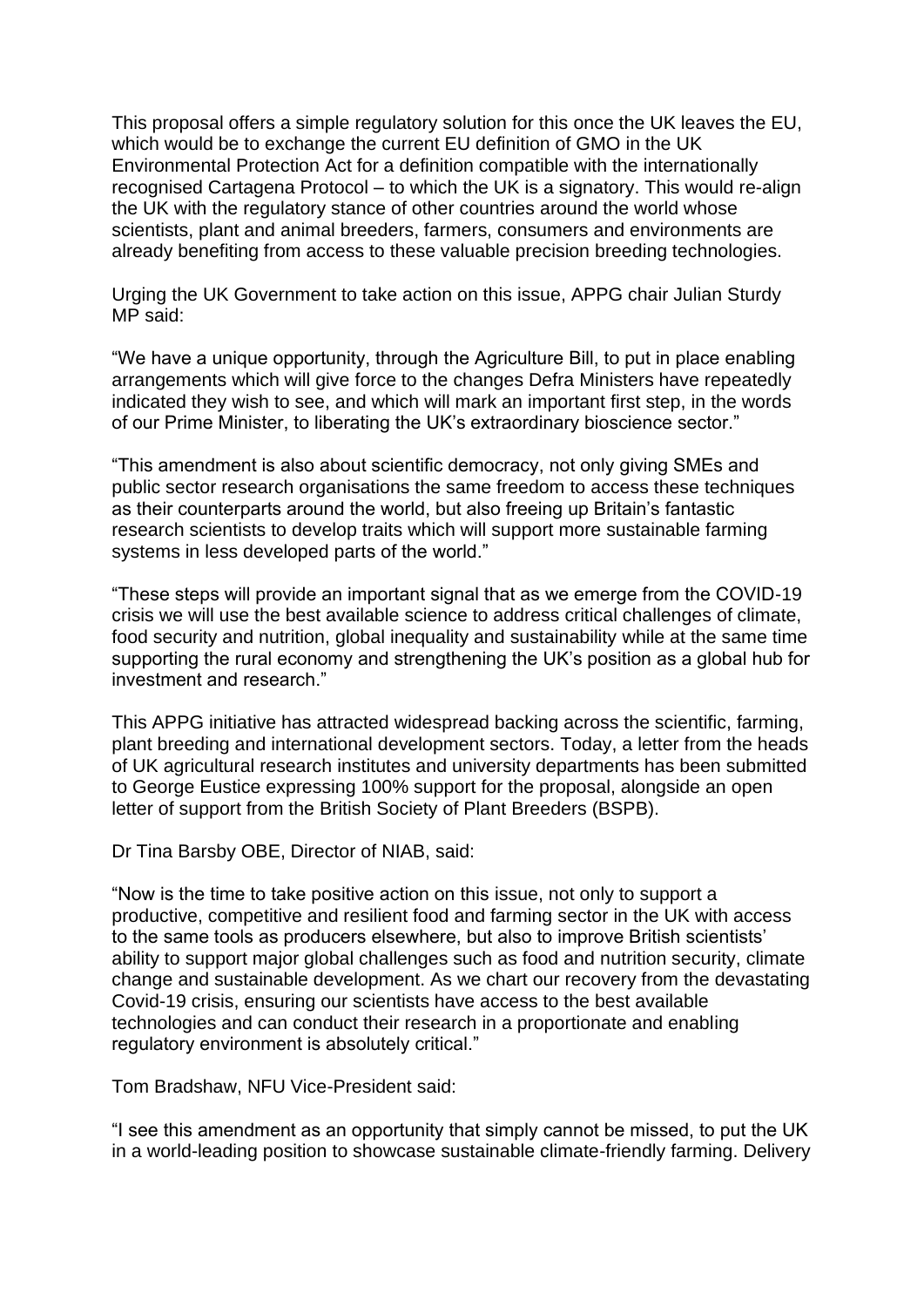This proposal offers a simple regulatory solution for this once the UK leaves the EU, which would be to exchange the current EU definition of GMO in the UK Environmental Protection Act for a definition compatible with the internationally recognised Cartagena Protocol – to which the UK is a signatory. This would re-align the UK with the regulatory stance of other countries around the world whose scientists, plant and animal breeders, farmers, consumers and environments are already benefiting from access to these valuable precision breeding technologies.

Urging the UK Government to take action on this issue, APPG chair Julian Sturdy MP said:

"We have a unique opportunity, through the Agriculture Bill, to put in place enabling arrangements which will give force to the changes Defra Ministers have repeatedly indicated they wish to see, and which will mark an important first step, in the words of our Prime Minister, to liberating the UK's extraordinary bioscience sector."

"This amendment is also about scientific democracy, not only giving SMEs and public sector research organisations the same freedom to access these techniques as their counterparts around the world, but also freeing up Britain's fantastic research scientists to develop traits which will support more sustainable farming systems in less developed parts of the world."

"These steps will provide an important signal that as we emerge from the COVID-19 crisis we will use the best available science to address critical challenges of climate, food security and nutrition, global inequality and sustainability while at the same time supporting the rural economy and strengthening the UK's position as a global hub for investment and research."

This APPG initiative has attracted widespread backing across the scientific, farming, plant breeding and international development sectors. Today, a letter from the heads of UK agricultural research institutes and university departments has been submitted to George Eustice expressing 100% support for the proposal, alongside an open letter of support from the British Society of Plant Breeders (BSPB).

Dr Tina Barsby OBE, Director of NIAB, said:

"Now is the time to take positive action on this issue, not only to support a productive, competitive and resilient food and farming sector in the UK with access to the same tools as producers elsewhere, but also to improve British scientists' ability to support major global challenges such as food and nutrition security, climate change and sustainable development. As we chart our recovery from the devastating Covid-19 crisis, ensuring our scientists have access to the best available technologies and can conduct their research in a proportionate and enabling regulatory environment is absolutely critical."

Tom Bradshaw, NFU Vice-President said:

"I see this amendment as an opportunity that simply cannot be missed, to put the UK in a world-leading position to showcase sustainable climate-friendly farming. Delivery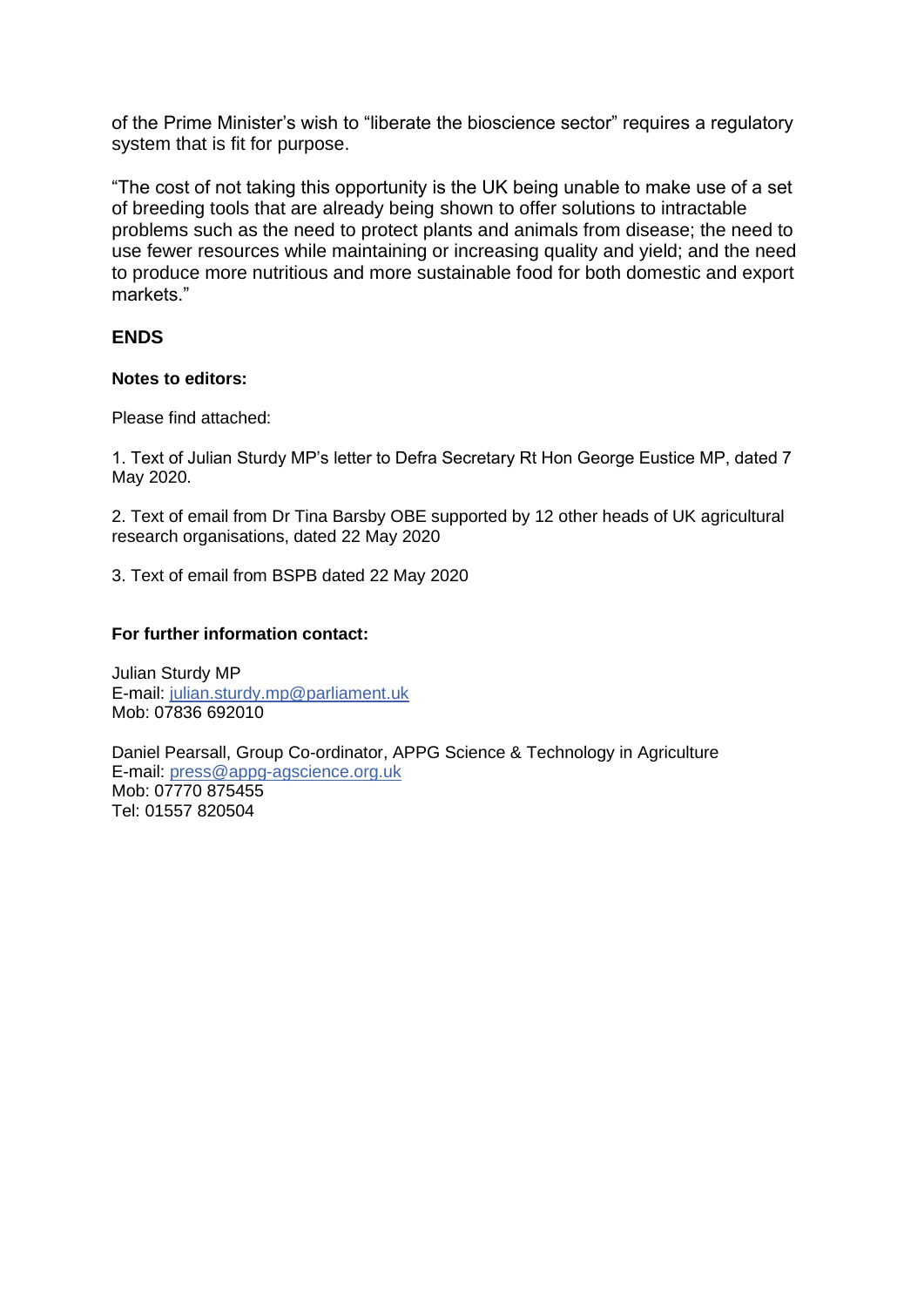of the Prime Minister's wish to "liberate the bioscience sector" requires a regulatory system that is fit for purpose.

"The cost of not taking this opportunity is the UK being unable to make use of a set of breeding tools that are already being shown to offer solutions to intractable problems such as the need to protect plants and animals from disease; the need to use fewer resources while maintaining or increasing quality and yield; and the need to produce more nutritious and more sustainable food for both domestic and export markets."

**ENDS**

**Notes to editors:**

Please find attached:

1. Text of Julian Sturdy MP's letter to Defra Secretary Rt Hon George Eustice MP, dated 7 May 2020.

2. Text of email from Dr Tina Barsby OBE supported by 12 other heads of UK agricultural research organisations, dated 22 May 2020

3. Text of email from BSPB dated 22 May 2020

**For further information contact:**

Julian Sturdy MP
E-mail: julian.sturdy.mp@parliament.uk
Mob: 07836 692010

Daniel Pearsall, Group Co-ordinator, APPG Science & Technology in Agriculture
E-mail: press@appg-agscience.org.uk
Mob: 07770 875455
Tel: 01557 820504